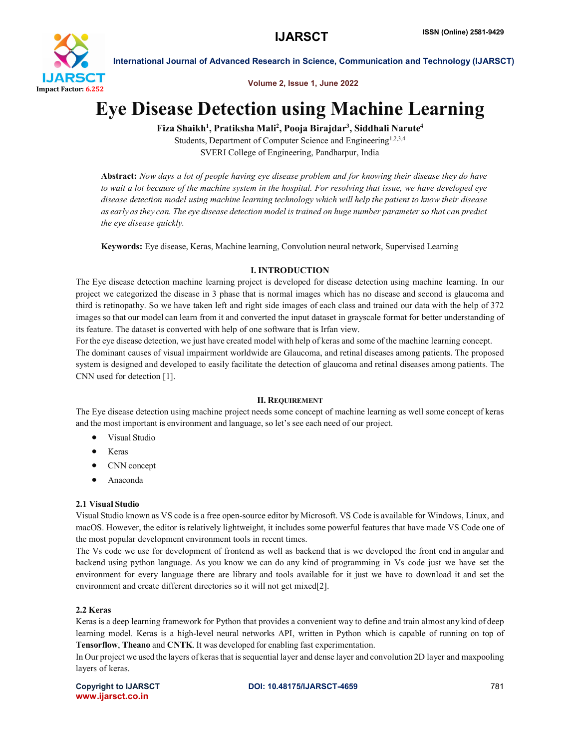# Eye Disease Detection using Machine Learning

**Fiza Shaikh[1], Pratiksha Mali[2], Pooja Birajdar[3], Siddhali Narute[4]**

Students, Department of Computer Science and Engineering[1,2,3,4]

SVERI College of Engineering, Pandharpur, India

**Abstract:** *Now days a lot of people having eye disease problem and for knowing their disease they do have to wait a lot because of the machine system in the hospital. For resolving that issue, we have developed eye disease detection model using machine learning technology which will help the patient to know their disease as early as they can. The eye disease detection model is trained on huge number parameter so that can predict the eye disease quickly.*

**Keywords:** Eye disease, Keras, Machine learning, Convolution neural network, Supervised Learning

## I. INTRODUCTION

The Eye disease detection machine learning project is developed for disease detection using machine learning. In our project we categorized the disease in 3 phase that is normal images which has no disease and second is glaucoma and third is retinopathy. So we have taken left and right side images of each class and trained our data with the help of 372 images so that our model can learn from it and converted the input dataset in grayscale format for better understanding of its feature. The dataset is converted with help of one software that is Irfan view.

For the eye disease detection, we just have created model with help of keras and some of the machine learning concept.

The dominant causes of visual impairment worldwide are Glaucoma, and retinal diseases among patients. The proposed system is designed and developed to easily facilitate the detection of glaucoma and retinal diseases among patients. The CNN used for detection [1].

## II. REQUIREMENT

The Eye disease detection using machine project needs some concept of machine learning as well some concept of keras and the most important is environment and language, so let's see each need of our project.

- Visual Studio
- Keras
- CNN concept
- Anaconda

### 2.1 Visual Studio

Visual Studio known as VS code is a free open-source editor by Microsoft. VS Code is available for Windows, Linux, and macOS. However, the editor is relatively lightweight, it includes some powerful features that have made VS Code one of the most popular development environment tools in recent times.

The Vs code we use for development of frontend as well as backend that is we developed the front end in angular and backend using python language. As you know we can do any kind of programming in Vs code just we have set the environment for every language there are library and tools available for it just we have to download it and set the environment and create different directories so it will not get mixed[2].

### 2.2 Keras

Keras is a deep learning framework for Python that provides a convenient way to define and train almost any kind of deep learning model. Keras is a high-level neural networks API, written in Python which is capable of running on top of **Tensorflow**, **Theano** and **CNTK**. It was developed for enabling fast experimentation.

In Our project we used the layers of keras that is sequential layer and dense layer and convolution 2D layer and maxpooling layers of keras.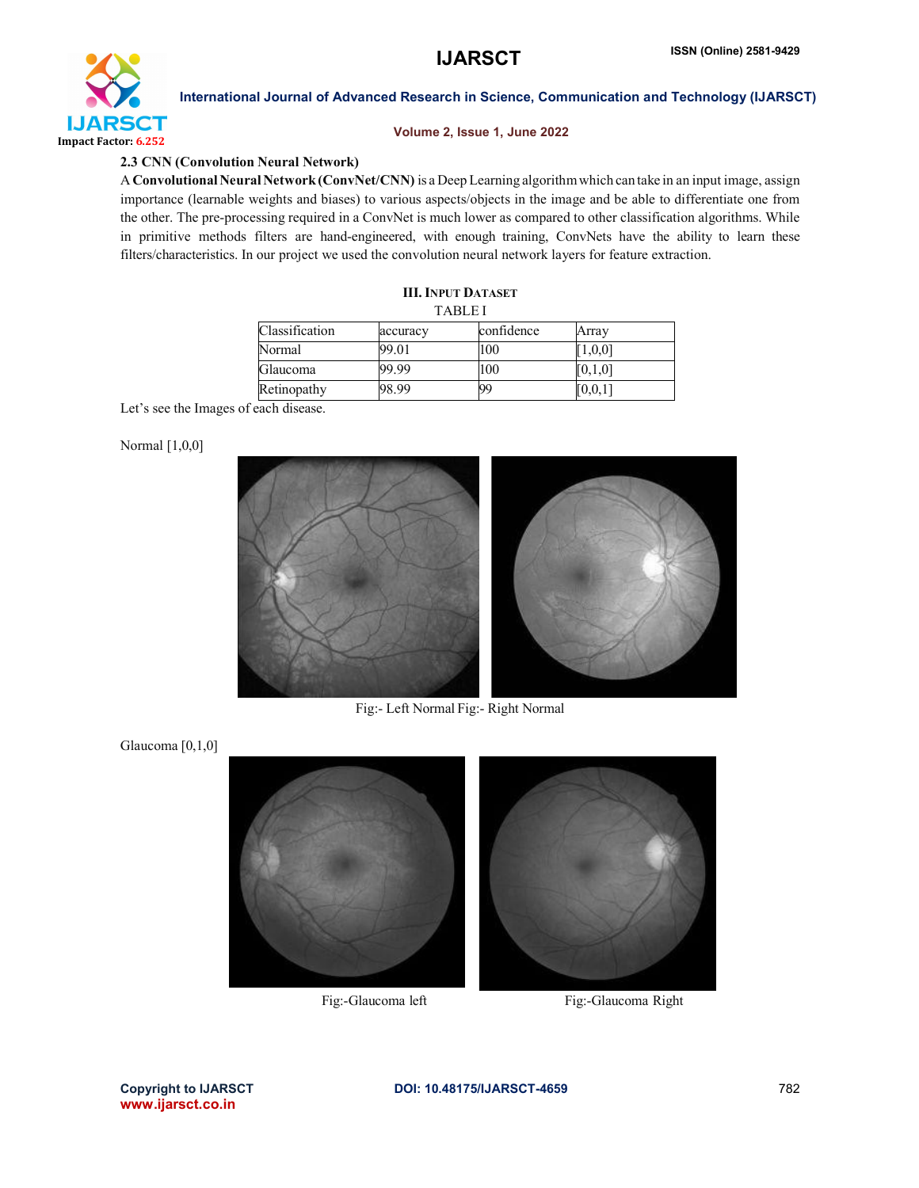### 2.3 CNN (Convolution Neural Network)

A **Convolutional Neural Network (ConvNet/CNN)** is a Deep Learning algorithm which can take in an input image, assign importance (learnable weights and biases) to various aspects/objects in the image and be able to differentiate one from the other. The pre-processing required in a ConvNet is much lower as compared to other classification algorithms. While in primitive methods filters are hand-engineered, with enough training, ConvNets have the ability to learn these filters/characteristics. In our project we used the convolution neural network layers for feature extraction.

## III. Input Dataset

TABLE I

| Classification | accuracy | confidence | Array |
|---|---|---|---|
| Normal | 99.01 | 100 | [1,0,0] |
| Glaucoma | 99.99 | 100 | [0,1,0] |
| Retinopathy | 98.99 | 99 | [0,0,1] |

Let's see the Images of each disease.

Normal [1,0,0]

Fig:- Left Normal Fig:- Right Normal

Glaucoma [0,1,0]

Fig:-Glaucoma left

Fig:-Glaucoma Right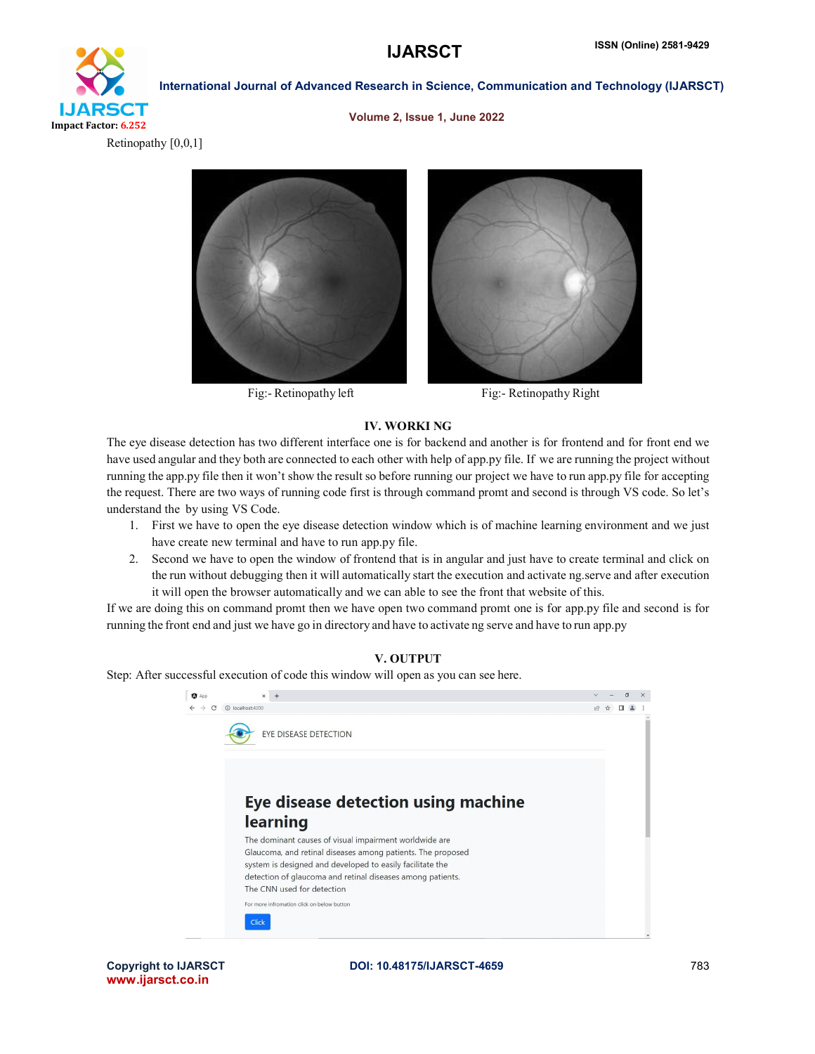Retinopathy [0,0,1]

Fig:- Retinopathy left

Fig:- Retinopathy Right

## IV. WORKI NG

The eye disease detection has two different interface one is for backend and another is for frontend and for front end we have used angular and they both are connected to each other with help of app.py file. If we are running the project without running the app.py file then it won't show the result so before running our project we have to run app.py file for accepting the request. There are two ways of running code first is through command promt and second is through VS code. So let's understand the by using VS Code.

1. First we have to open the eye disease detection window which is of machine learning environment and we just have create new terminal and have to run app.py file.
2. Second we have to open the window of frontend that is in angular and just have to create terminal and click on the run without debugging then it will automatically start the execution and activate ng.serve and after execution it will open the browser automatically and we can able to see the front that website of this.

If we are doing this on command promt then we have open two command promt one is for app.py file and second is for running the front end and just we have go in directory and have to activate ng serve and have to run app.py

## V. OUTPUT

Step: After successful execution of code this window will open as you can see here.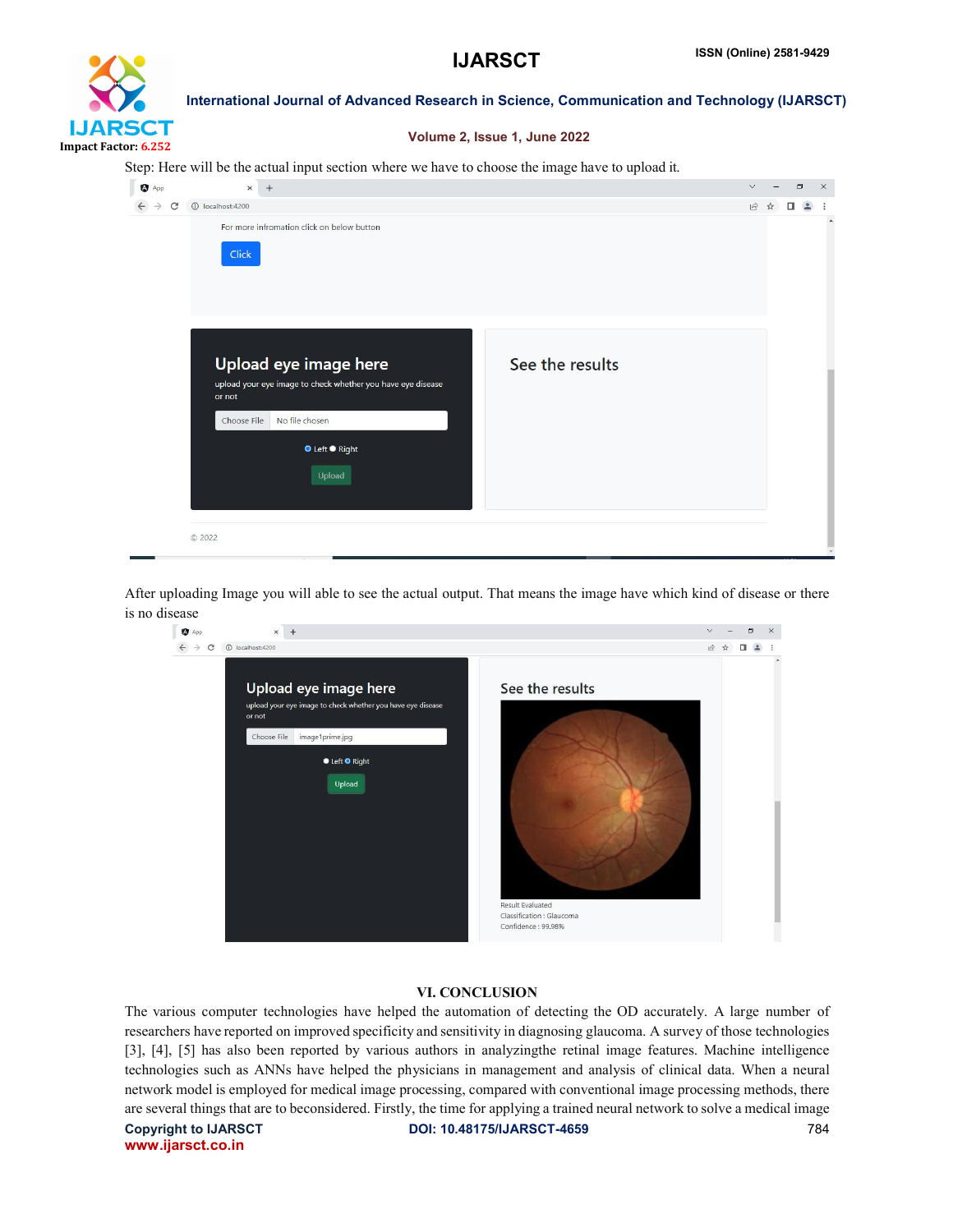Step: Here will be the actual input section where we have to choose the image have to upload it.

After uploading Image you will able to see the actual output. That means the image have which kind of disease or there is no disease

## VI. CONCLUSION

The various computer technologies have helped the automation of detecting the OD accurately. A large number of researchers have reported on improved specificity and sensitivity in diagnosing glaucoma. A survey of those technologies [3], [4], [5] has also been reported by various authors in analyzingthe retinal image features. Machine intelligence technologies such as ANNs have helped the physicians in management and analysis of clinical data. When a neural network model is employed for medical image processing, compared with conventional image processing methods, there are several things that are to beconsidered. Firstly, the time for applying a trained neural network to solve a medical image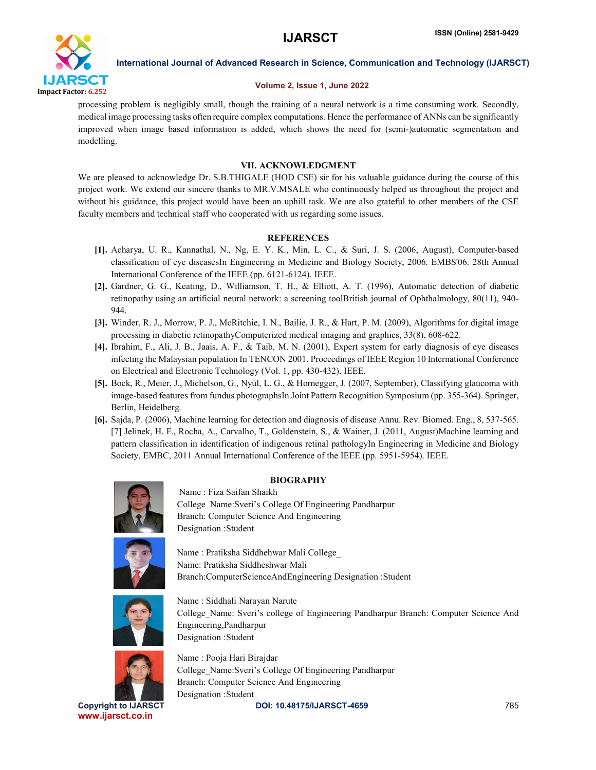processing problem is negligibly small, though the training of a neural network is a time consuming work. Secondly, medical image processing tasks often require complex computations. Hence the performance of ANNs can be significantly improved when image based information is added, which shows the need for (semi-)automatic segmentation and modelling.

## VII. ACKNOWLEDGMENT

We are pleased to acknowledge Dr. S.B.THIGALE (HOD CSE) sir for his valuable guidance during the course of this project work. We extend our sincere thanks to MR.V.MSALE who continuously helped us throughout the project and without his guidance, this project would have been an uphill task. We are also grateful to other members of the CSE faculty members and technical staff who cooperated with us regarding some issues.

## REFERENCES

**[1].** Acharya, U. R., Kannathal, N., Ng, E. Y. K., Min, L. C., & Suri, J. S. (2006, August), Computer-based classification of eye diseasesIn Engineering in Medicine and Biology Society, 2006. EMBS'06. 28th Annual International Conference of the IEEE (pp. 6121-6124). IEEE.

**[2].** Gardner, G. G., Keating, D., Williamson, T. H., & Elliott, A. T. (1996), Automatic detection of diabetic retinopathy using an artificial neural network: a screening toolBritish journal of Ophthalmology, 80(11), 940-944.

**[3].** Winder, R. J., Morrow, P. J., McRitchie, I. N., Bailie, J. R., & Hart, P. M. (2009), Algorithms for digital image processing in diabetic retinopathyComputerized medical imaging and graphics, 33(8), 608-622.

**[4].** Ibrahim, F., Ali, J. B., Jaais, A. F., & Taib, M. N. (2001), Expert system for early diagnosis of eye diseases infecting the Malaysian population In TENCON 2001. Proceedings of IEEE Region 10 International Conference on Electrical and Electronic Technology (Vol. 1, pp. 430-432). IEEE.

**[5].** Bock, R., Meier, J., Michelson, G., Nyúl, L. G., & Hornegger, J. (2007, September), Classifying glaucoma with image-based features from fundus photographsIn Joint Pattern Recognition Symposium (pp. 355-364). Springer, Berlin, Heidelberg.

**[6].** Sajda, P. (2006), Machine learning for detection and diagnosis of disease Annu. Rev. Biomed. Eng., 8, 537-565. [7] Jelinek, H. F., Rocha, A., Carvalho, T., Goldenstein, S., & Wainer, J. (2011, August)Machine learning and pattern classification in identification of indigenous retinal pathologyIn Engineering in Medicine and Biology Society, EMBC, 2011 Annual International Conference of the IEEE (pp. 5951-5954). IEEE.

## BIOGRAPHY

Name : Fiza Saifan Shaikh
College_Name:Sveri's College Of Engineering Pandharpur
Branch: Computer Science And Engineering
Designation :Student

Name : Pratiksha Siddhehwar Mali College_
Name: Pratiksha Siddheshwar Mali
Branch:ComputerScienceAndEngineering Designation :Student

Name : Siddhali Narayan Narute
College_Name: Sveri's college of Engineering Pandharpur Branch: Computer Science And Engineering,Pandharpur
Designation :Student

Name : Pooja Hari Birajdar
College_Name:Sveri's College Of Engineering Pandharpur
Branch: Computer Science And Engineering
Designation :Student